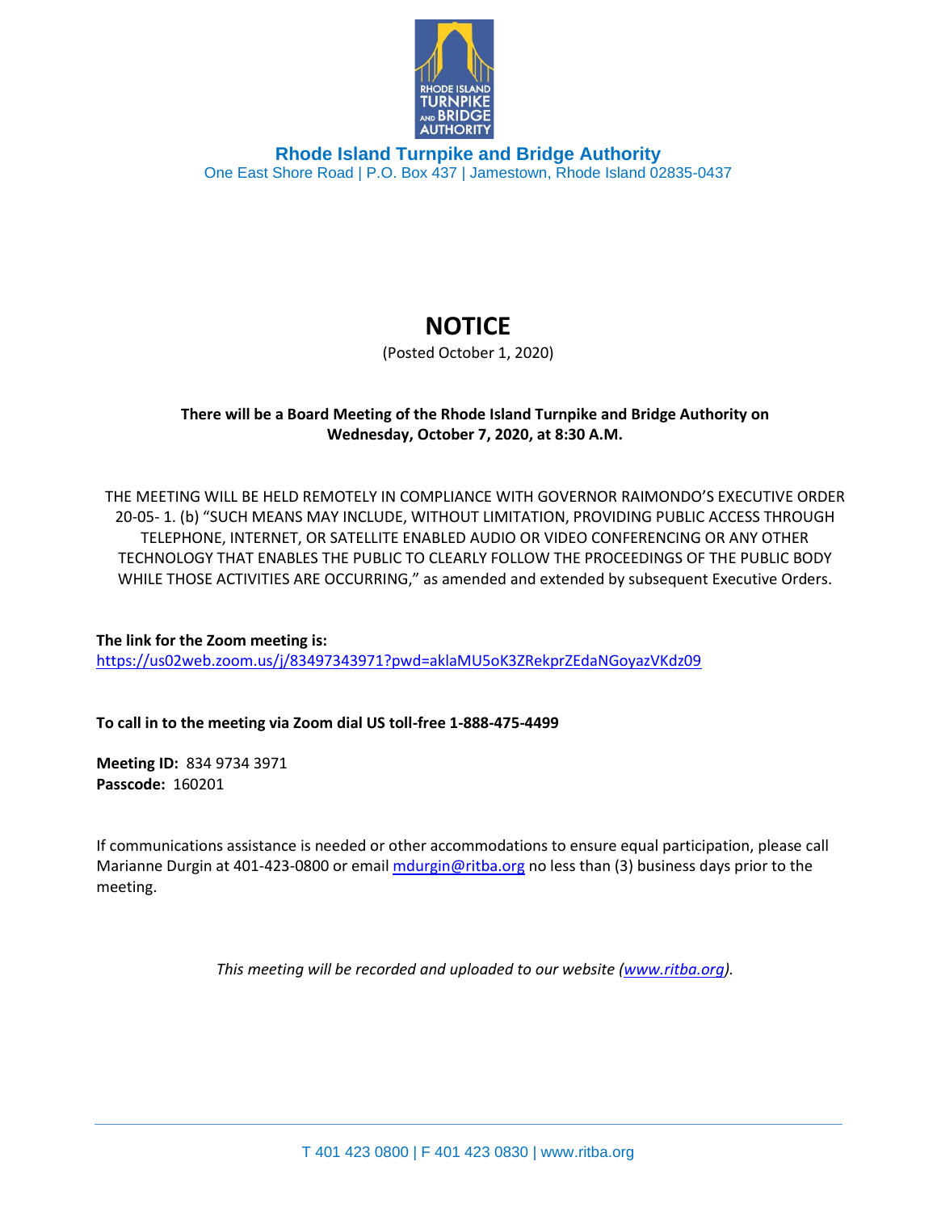**Rhode Island Turnpike and Bridge Authority**
One East Shore Road | P.O. Box 437 | Jamestown, Rhode Island 02835-0437

# NOTICE

(Posted October 1, 2020)

**There will be a Board Meeting of the Rhode Island Turnpike and Bridge Authority on Wednesday, October 7, 2020, at 8:30 A.M.**

THE MEETING WILL BE HELD REMOTELY IN COMPLIANCE WITH GOVERNOR RAIMONDO'S EXECUTIVE ORDER 20-05- 1. (b) "SUCH MEANS MAY INCLUDE, WITHOUT LIMITATION, PROVIDING PUBLIC ACCESS THROUGH TELEPHONE, INTERNET, OR SATELLITE ENABLED AUDIO OR VIDEO CONFERENCING OR ANY OTHER TECHNOLOGY THAT ENABLES THE PUBLIC TO CLEARLY FOLLOW THE PROCEEDINGS OF THE PUBLIC BODY WHILE THOSE ACTIVITIES ARE OCCURRING," as amended and extended by subsequent Executive Orders.

**The link for the Zoom meeting is:**
https://us02web.zoom.us/j/83497343971?pwd=aklaMU5oK3ZRekprZEdaNGoyazVKdz09

**To call in to the meeting via Zoom dial US toll-free 1-888-475-4499**

**Meeting ID:** 834 9734 3971
**Passcode:** 160201

If communications assistance is needed or other accommodations to ensure equal participation, please call Marianne Durgin at 401-423-0800 or email mdurgin@ritba.org no less than (3) business days prior to the meeting.

*This meeting will be recorded and uploaded to our website (www.ritba.org).*

T 401 423 0800 | F 401 423 0830 | www.ritba.org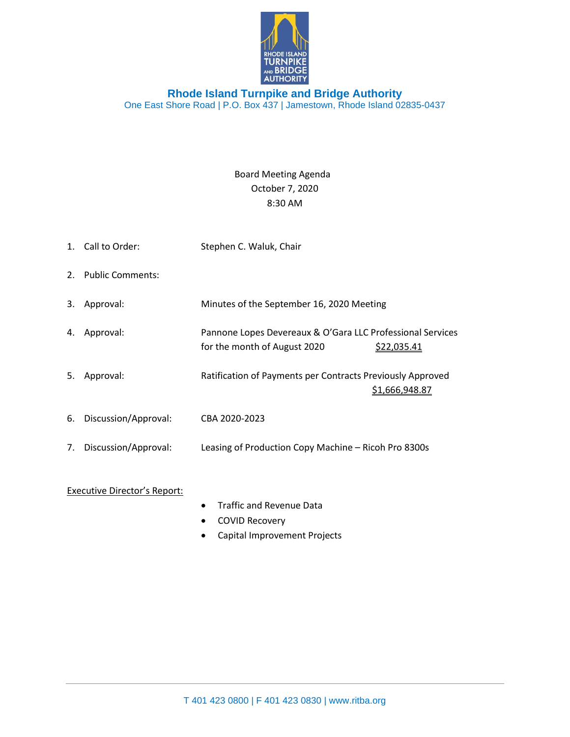# Rhode Island Turnpike and Bridge Authority

One East Shore Road | P.O. Box 437 | Jamestown, Rhode Island 02835-0437

Board Meeting Agenda
October 7, 2020
8:30 AM

1. Call to Order: Stephen C. Waluk, Chair
2. Public Comments:
3. Approval: Minutes of the September 16, 2020 Meeting
4. Approval: Pannone Lopes Devereaux & O'Gara LLC Professional Services for the month of August 2020 $22,035.41
5. Approval: Ratification of Payments per Contracts Previously Approved $1,666,948.87
6. Discussion/Approval: CBA 2020-2023
7. Discussion/Approval: Leasing of Production Copy Machine – Ricoh Pro 8300s

Executive Director's Report:

- Traffic and Revenue Data
- COVID Recovery
- Capital Improvement Projects

T 401 423 0800 | F 401 423 0830 | www.ritba.org